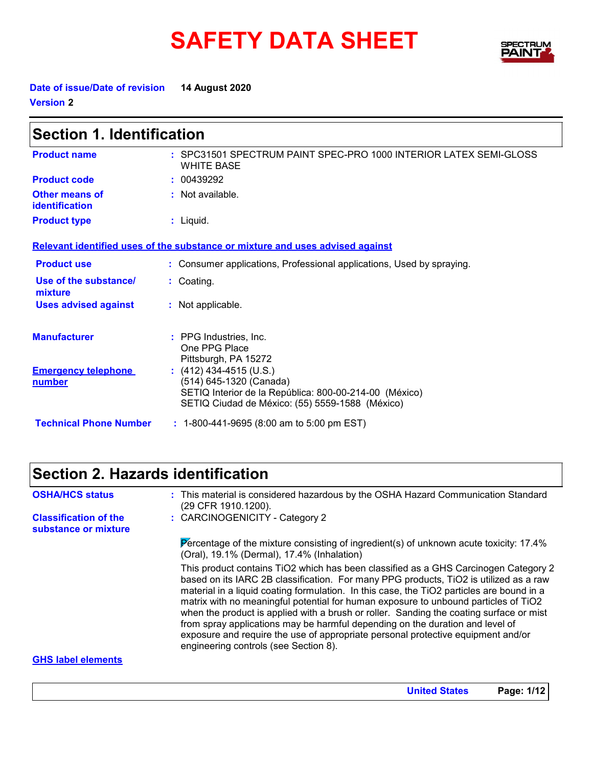# SAFETY DATA SHEET

**Date of issue/Date of revision** 14 August 2020

**Version** 2

## Section 1. Identification

**Product name** : SPC31501 SPECTRUM PAINT SPEC-PRO 1000 INTERIOR LATEX SEMI-GLOSS WHITE BASE

**Product code** : 00439292

**Other means of identification** : Not available.

**Product type** : Liquid.

### Relevant identified uses of the substance or mixture and uses advised against

**Product use** : Consumer applications, Professional applications, Used by spraying.

**Use of the substance/ mixture** : Coating.

**Uses advised against** : Not applicable.

**Manufacturer** : PPG Industries, Inc.
One PPG Place
Pittsburgh, PA 15272

**Emergency telephone number** : (412) 434-4515 (U.S.)
(514) 645-1320 (Canada)
SETIQ Interior de la República: 800-00-214-00 (México)
SETIQ Ciudad de México: (55) 5559-1588 (México)

**Technical Phone Number** : 1-800-441-9695 (8:00 am to 5:00 pm EST)

## Section 2. Hazards identification

**OSHA/HCS status** : This material is considered hazardous by the OSHA Hazard Communication Standard (29 CFR 1910.1200).

**Classification of the substance or mixture** : CARCINOGENICITY - Category 2

Percentage of the mixture consisting of ingredient(s) of unknown acute toxicity: 17.4% (Oral), 19.1% (Dermal), 17.4% (Inhalation)

This product contains $TiO_2$ which has been classified as a GHS Carcinogen Category 2 based on its IARC 2B classification. For many PPG products, $TiO_2$ is utilized as a raw material in a liquid coating formulation. In this case, the $TiO_2$ particles are bound in a matrix with no meaningful potential for human exposure to unbound particles of $TiO_2$ when the product is applied with a brush or roller. Sanding the coating surface or mist from spray applications may be harmful depending on the duration and level of exposure and require the use of appropriate personal protective equipment and/or engineering controls (see Section 8).

### GHS label elements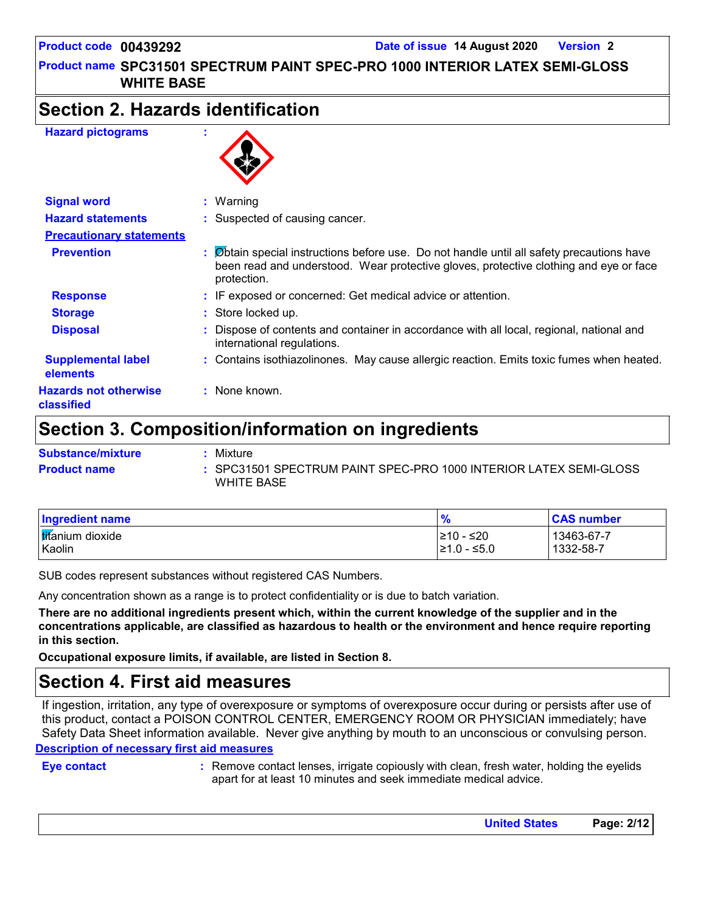## Section 2. Hazards identification

**Hazard pictograms** :

**Signal word** : Warning

**Hazard statements** : Suspected of causing cancer.

**Precautionary statements**

**Prevention** : Obtain special instructions before use. Do not handle until all safety precautions have been read and understood. Wear protective gloves, protective clothing and eye or face protection.

**Response** : IF exposed or concerned: Get medical advice or attention.

**Storage** : Store locked up.

**Disposal** : Dispose of contents and container in accordance with all local, regional, national and international regulations.

**Supplemental label elements** : Contains isothiazolinones. May cause allergic reaction. Emits toxic fumes when heated.

**Hazards not otherwise classified** : None known.

## Section 3. Composition/information on ingredients

**Substance/mixture** : Mixture

**Product name** : SPC31501 SPECTRUM PAINT SPEC-PRO 1000 INTERIOR LATEX SEMI-GLOSS WHITE BASE

| Ingredient name | % | CAS number |
|---|---|---|
| titanium dioxide | ≥10 - ≤20 | 13463-67-7 |
| Kaolin | ≥1.0 - ≤5.0 | 1332-58-7 |

SUB codes represent substances without registered CAS Numbers.

Any concentration shown as a range is to protect confidentiality or is due to batch variation.

**There are no additional ingredients present which, within the current knowledge of the supplier and in the concentrations applicable, are classified as hazardous to health or the environment and hence require reporting in this section.**

**Occupational exposure limits, if available, are listed in Section 8.**

## Section 4. First aid measures

If ingestion, irritation, any type of overexposure or symptoms of overexposure occur during or persists after use of this product, contact a POISON CONTROL CENTER, EMERGENCY ROOM OR PHYSICIAN immediately; have Safety Data Sheet information available. Never give anything by mouth to an unconscious or convulsing person.

**Description of necessary first aid measures**

**Eye contact** : Remove contact lenses, irrigate copiously with clean, fresh water, holding the eyelids apart for at least 10 minutes and seek immediate medical advice.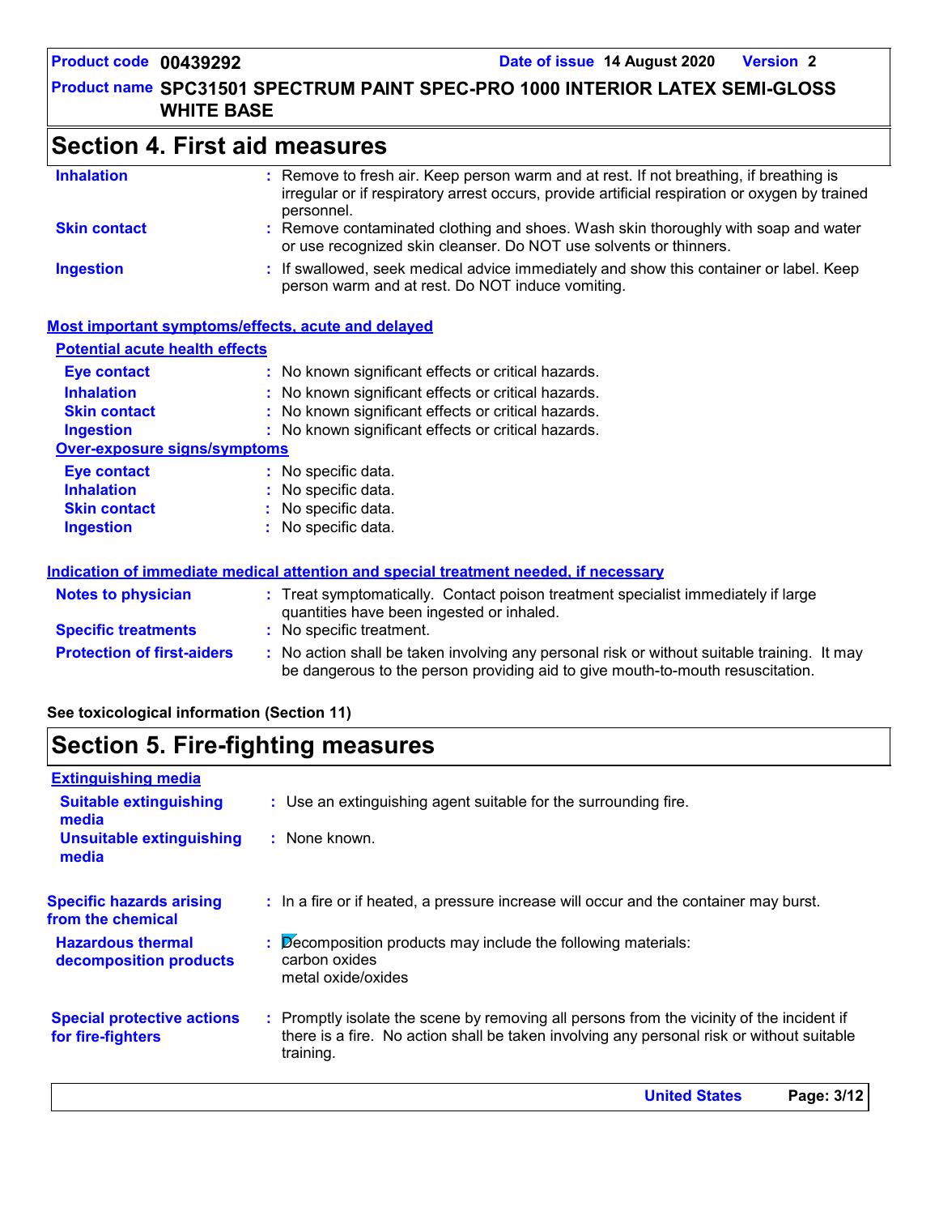## Section 4. First aid measures

**Inhalation** : Remove to fresh air. Keep person warm and at rest. If not breathing, if breathing is irregular or if respiratory arrest occurs, provide artificial respiration or oxygen by trained personnel.

**Skin contact** : Remove contaminated clothing and shoes. Wash skin thoroughly with soap and water or use recognized skin cleanser. Do NOT use solvents or thinners.

**Ingestion** : If swallowed, seek medical advice immediately and show this container or label. Keep person warm and at rest. Do NOT induce vomiting.

### Most important symptoms/effects, acute and delayed

#### Potential acute health effects

**Eye contact** : No known significant effects or critical hazards.

**Inhalation** : No known significant effects or critical hazards.

**Skin contact** : No known significant effects or critical hazards.

**Ingestion** : No known significant effects or critical hazards.

#### Over-exposure signs/symptoms

**Eye contact** : No specific data.

**Inhalation** : No specific data.

**Skin contact** : No specific data.

**Ingestion** : No specific data.

### Indication of immediate medical attention and special treatment needed, if necessary

**Notes to physician** : Treat symptomatically. Contact poison treatment specialist immediately if large quantities have been ingested or inhaled.

**Specific treatments** : No specific treatment.

**Protection of first-aiders** : No action shall be taken involving any personal risk or without suitable training. It may be dangerous to the person providing aid to give mouth-to-mouth resuscitation.

**See toxicological information (Section 11)**

## Section 5. Fire-fighting measures

### Extinguishing media

**Suitable extinguishing media** : Use an extinguishing agent suitable for the surrounding fire.

**Unsuitable extinguishing media** : None known.

**Specific hazards arising from the chemical** : In a fire or if heated, a pressure increase will occur and the container may burst.

**Hazardous thermal decomposition products** : Decomposition products may include the following materials:
carbon oxides
metal oxide/oxides

**Special protective actions for fire-fighters** : Promptly isolate the scene by removing all persons from the vicinity of the incident if there is a fire. No action shall be taken involving any personal risk or without suitable training.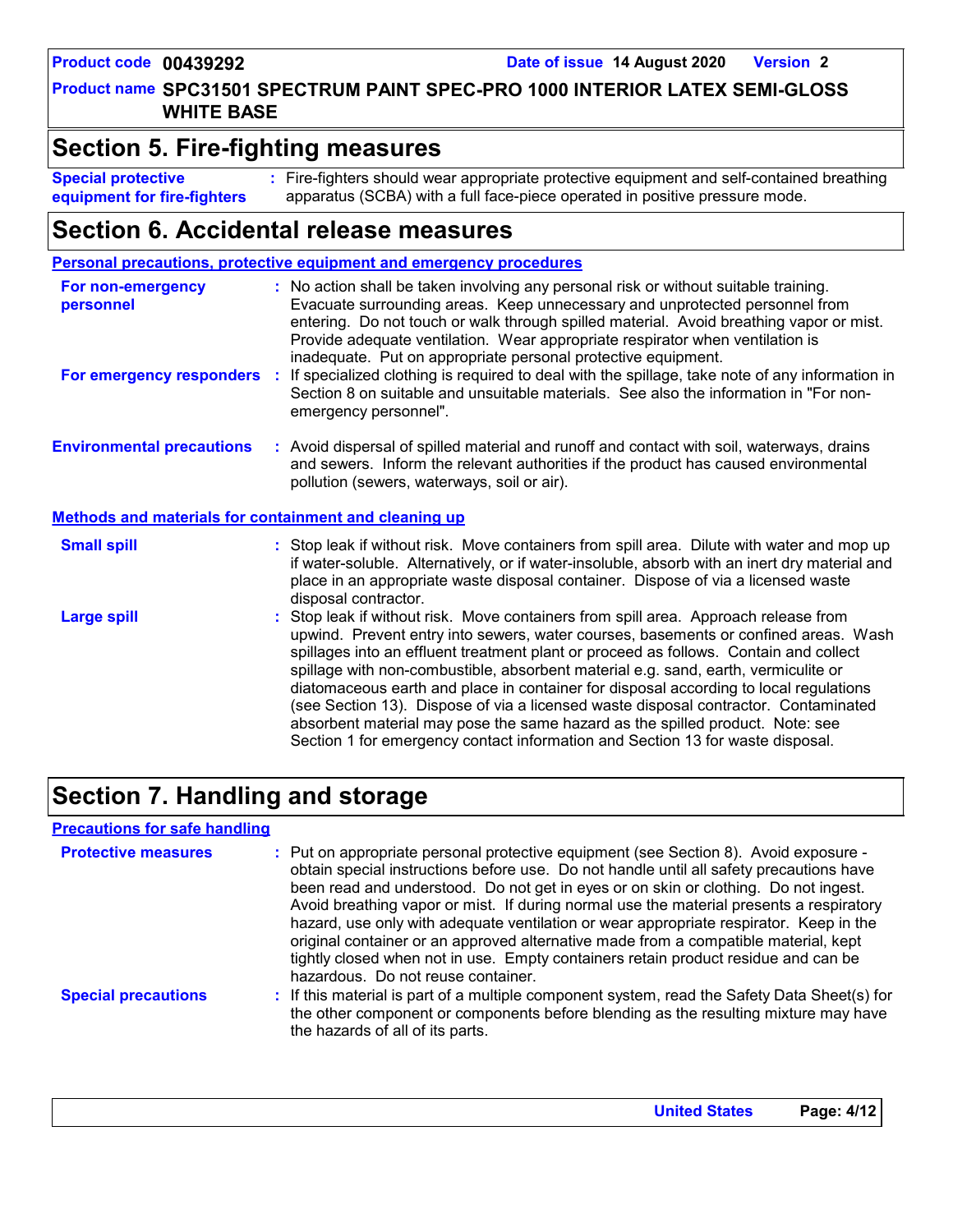## Section 5. Fire-fighting measures

**Special protective equipment for fire-fighters** : Fire-fighters should wear appropriate protective equipment and self-contained breathing apparatus (SCBA) with a full face-piece operated in positive pressure mode.

## Section 6. Accidental release measures

### Personal precautions, protective equipment and emergency procedures

**For non-emergency personnel** : No action shall be taken involving any personal risk or without suitable training. Evacuate surrounding areas. Keep unnecessary and unprotected personnel from entering. Do not touch or walk through spilled material. Avoid breathing vapor or mist. Provide adequate ventilation. Wear appropriate respirator when ventilation is inadequate. Put on appropriate personal protective equipment.

**For emergency responders** : If specialized clothing is required to deal with the spillage, take note of any information in Section 8 on suitable and unsuitable materials. See also the information in "For non-emergency personnel".

**Environmental precautions** : Avoid dispersal of spilled material and runoff and contact with soil, waterways, drains and sewers. Inform the relevant authorities if the product has caused environmental pollution (sewers, waterways, soil or air).

### Methods and materials for containment and cleaning up

**Small spill** : Stop leak if without risk. Move containers from spill area. Dilute with water and mop up if water-soluble. Alternatively, or if water-insoluble, absorb with an inert dry material and place in an appropriate waste disposal container. Dispose of via a licensed waste disposal contractor.

**Large spill** : Stop leak if without risk. Move containers from spill area. Approach release from upwind. Prevent entry into sewers, water courses, basements or confined areas. Wash spillages into an effluent treatment plant or proceed as follows. Contain and collect spillage with non-combustible, absorbent material e.g. sand, earth, vermiculite or diatomaceous earth and place in container for disposal according to local regulations (see Section 13). Dispose of via a licensed waste disposal contractor. Contaminated absorbent material may pose the same hazard as the spilled product. Note: see Section 1 for emergency contact information and Section 13 for waste disposal.

## Section 7. Handling and storage

### Precautions for safe handling

**Protective measures** : Put on appropriate personal protective equipment (see Section 8). Avoid exposure - obtain special instructions before use. Do not handle until all safety precautions have been read and understood. Do not get in eyes or on skin or clothing. Do not ingest. Avoid breathing vapor or mist. If during normal use the material presents a respiratory hazard, use only with adequate ventilation or wear appropriate respirator. Keep in the original container or an approved alternative made from a compatible material, kept tightly closed when not in use. Empty containers retain product residue and can be hazardous. Do not reuse container.

**Special precautions** : If this material is part of a multiple component system, read the Safety Data Sheet(s) for the other component or components before blending as the resulting mixture may have the hazards of all of its parts.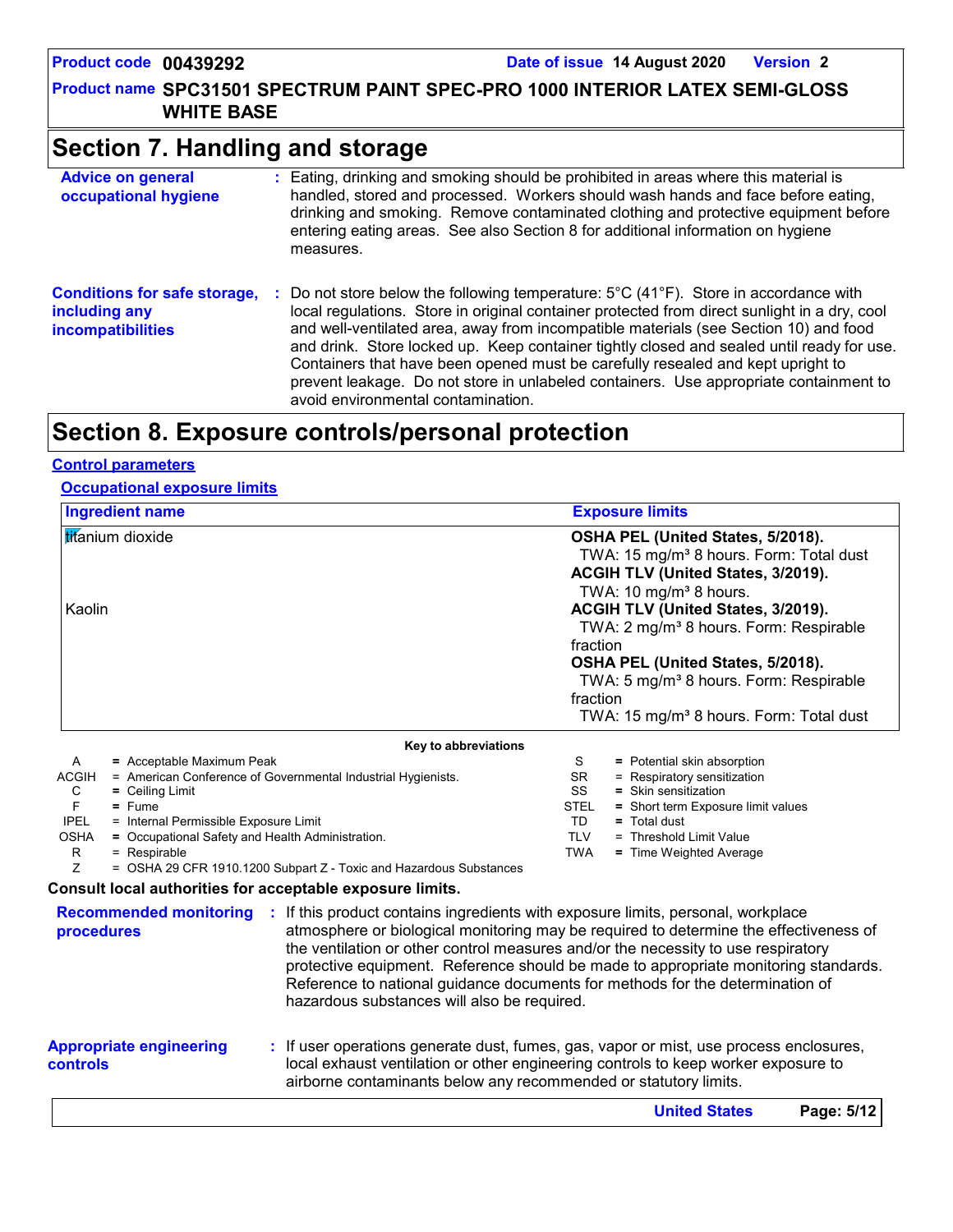## Section 7. Handling and storage

**Advice on general occupational hygiene** : Eating, drinking and smoking should be prohibited in areas where this material is handled, stored and processed. Workers should wash hands and face before eating, drinking and smoking. Remove contaminated clothing and protective equipment before entering eating areas. See also Section 8 for additional information on hygiene measures.

**Conditions for safe storage, including any incompatibilities** : Do not store below the following temperature: 5°C (41°F). Store in accordance with local regulations. Store in original container protected from direct sunlight in a dry, cool and well-ventilated area, away from incompatible materials (see Section 10) and food and drink. Store locked up. Keep container tightly closed and sealed until ready for use. Containers that have been opened must be carefully resealed and kept upright to prevent leakage. Do not store in unlabeled containers. Use appropriate containment to avoid environmental contamination.

## Section 8. Exposure controls/personal protection

### Control parameters

#### Occupational exposure limits

| Ingredient name | Exposure limits |
|---|---|
| titanium dioxide | **OSHA PEL (United States, 5/2018).**<br>TWA: 15 mg/m³ 8 hours. Form: Total dust<br>**ACGIH TLV (United States, 3/2019).**<br>TWA: 10 mg/m³ 8 hours. |
| Kaolin | **ACGIH TLV (United States, 3/2019).**<br>TWA: 2 mg/m³ 8 hours. Form: Respirable fraction<br>**OSHA PEL (United States, 5/2018).**<br>TWA: 5 mg/m³ 8 hours. Form: Respirable fraction<br>TWA: 15 mg/m³ 8 hours. Form: Total dust |

**Key to abbreviations**

| | | | |
|---|---|---|---|
| A | = Acceptable Maximum Peak | S | = Potential skin absorption |
| ACGIH | = American Conference of Governmental Industrial Hygienists. | SR | = Respiratory sensitization |
| C | = Ceiling Limit | SS | = Skin sensitization |
| F | = Fume | STEL | = Short term Exposure limit values |
| IPEL | = Internal Permissible Exposure Limit | TD | = Total dust |
| OSHA | = Occupational Safety and Health Administration. | TLV | = Threshold Limit Value |
| R | = Respirable | TWA | = Time Weighted Average |
| Z | = OSHA 29 CFR 1910.1200 Subpart Z - Toxic and Hazardous Substances | | |

**Consult local authorities for acceptable exposure limits.**

**Recommended monitoring procedures** : If this product contains ingredients with exposure limits, personal, workplace atmosphere or biological monitoring may be required to determine the effectiveness of the ventilation or other control measures and/or the necessity to use respiratory protective equipment. Reference should be made to appropriate monitoring standards. Reference to national guidance documents for methods for the determination of hazardous substances will also be required.

**Appropriate engineering controls** : If user operations generate dust, fumes, gas, vapor or mist, use process enclosures, local exhaust ventilation or other engineering controls to keep worker exposure to airborne contaminants below any recommended or statutory limits.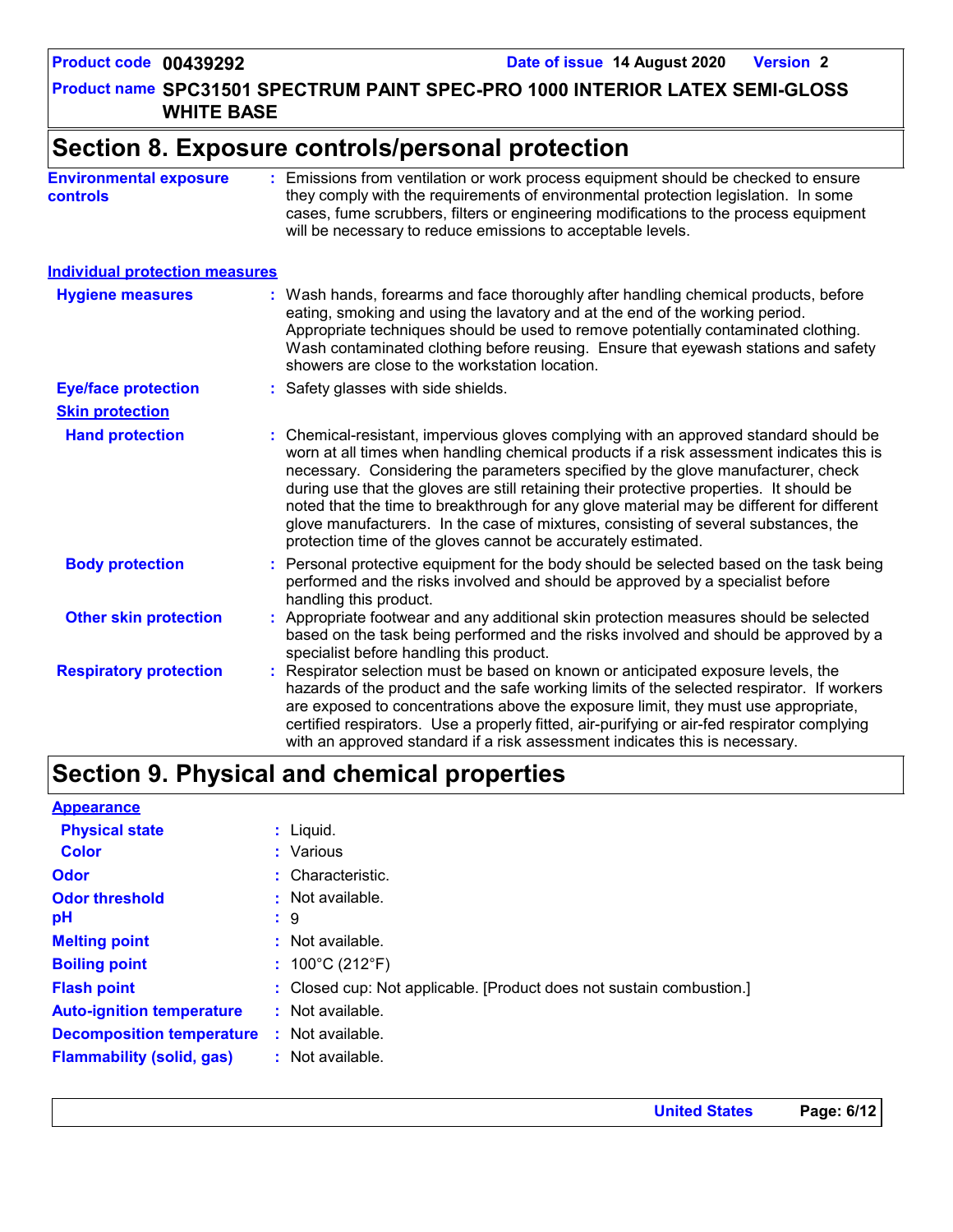## Section 8. Exposure controls/personal protection

**Environmental exposure controls** : Emissions from ventilation or work process equipment should be checked to ensure they comply with the requirements of environmental protection legislation. In some cases, fume scrubbers, filters or engineering modifications to the process equipment will be necessary to reduce emissions to acceptable levels.

### Individual protection measures

**Hygiene measures** : Wash hands, forearms and face thoroughly after handling chemical products, before eating, smoking and using the lavatory and at the end of the working period. Appropriate techniques should be used to remove potentially contaminated clothing. Wash contaminated clothing before reusing. Ensure that eyewash stations and safety showers are close to the workstation location.

**Eye/face protection** : Safety glasses with side shields.

**Skin protection**

**Hand protection** : Chemical-resistant, impervious gloves complying with an approved standard should be worn at all times when handling chemical products if a risk assessment indicates this is necessary. Considering the parameters specified by the glove manufacturer, check during use that the gloves are still retaining their protective properties. It should be noted that the time to breakthrough for any glove material may be different for different glove manufacturers. In the case of mixtures, consisting of several substances, the protection time of the gloves cannot be accurately estimated.

**Body protection** : Personal protective equipment for the body should be selected based on the task being performed and the risks involved and should be approved by a specialist before handling this product.

**Other skin protection** : Appropriate footwear and any additional skin protection measures should be selected based on the task being performed and the risks involved and should be approved by a specialist before handling this product.

**Respiratory protection** : Respirator selection must be based on known or anticipated exposure levels, the hazards of the product and the safe working limits of the selected respirator. If workers are exposed to concentrations above the exposure limit, they must use appropriate, certified respirators. Use a properly fitted, air-purifying or air-fed respirator complying with an approved standard if a risk assessment indicates this is necessary.

## Section 9. Physical and chemical properties

**Appearance**

**Physical state** : Liquid.

**Color** : Various

**Odor** : Characteristic.

**Odor threshold** : Not available.

**pH** : 9

**Melting point** : Not available.

**Boiling point** : 100°C (212°F)

**Flash point** : Closed cup: Not applicable. [Product does not sustain combustion.]

**Auto-ignition temperature** : Not available.

**Decomposition temperature** : Not available.

**Flammability (solid, gas)** : Not available.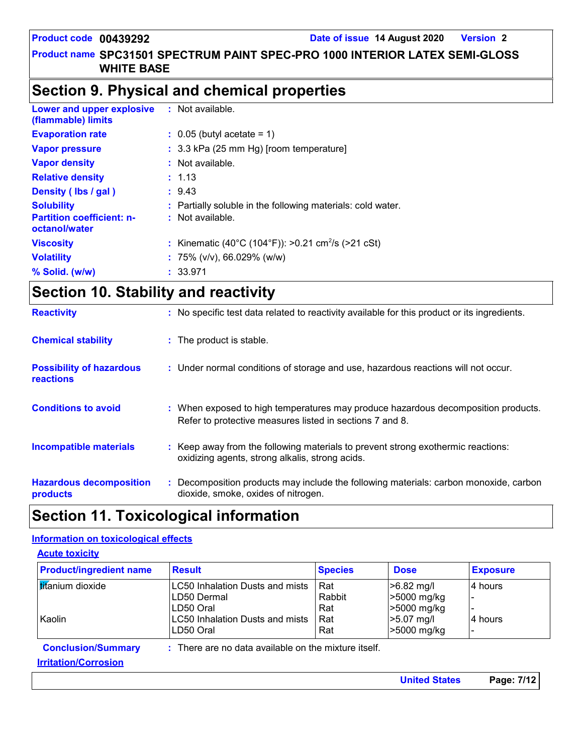## Section 9. Physical and chemical properties

**Lower and upper explosive (flammable) limits** : Not available.

**Evaporation rate** : 0.05 (butyl acetate = 1)

**Vapor pressure** : 3.3 kPa (25 mm Hg) [room temperature]

**Vapor density** : Not available.

**Relative density** : 1.13

**Density ( lbs / gal )** : 9.43

**Solubility** : Partially soluble in the following materials: cold water.

**Partition coefficient: n-octanol/water** : Not available.

**Viscosity** : Kinematic (40°C (104°F)): >0.21 $cm^2/s$ (>21 cSt)

**Volatility** : 75% (v/v), 66.029% (w/w)

**% Solid. (w/w)** : 33.971

## Section 10. Stability and reactivity

**Reactivity** : No specific test data related to reactivity available for this product or its ingredients.

**Chemical stability** : The product is stable.

**Possibility of hazardous reactions** : Under normal conditions of storage and use, hazardous reactions will not occur.

**Conditions to avoid** : When exposed to high temperatures may produce hazardous decomposition products. Refer to protective measures listed in sections 7 and 8.

**Incompatible materials** : Keep away from the following materials to prevent strong exothermic reactions: oxidizing agents, strong alkalis, strong acids.

**Hazardous decomposition products** : Decomposition products may include the following materials: carbon monoxide, carbon dioxide, smoke, oxides of nitrogen.

## Section 11. Toxicological information

### Information on toxicological effects

#### Acute toxicity

| Product/ingredient name | Result | Species | Dose | Exposure |
|---|---|---|---|---|
| titanium dioxide | LC50 Inhalation Dusts and mists | Rat | >6.82 mg/l | 4 hours |
| | LD50 Dermal | Rabbit | >5000 mg/kg | - |
| | LD50 Oral | Rat | >5000 mg/kg | - |
| Kaolin | LC50 Inhalation Dusts and mists | Rat | >5.07 mg/l | 4 hours |
| | LD50 Oral | Rat | >5000 mg/kg | - |

**Conclusion/Summary** : There are no data available on the mixture itself.

#### Irritation/Corrosion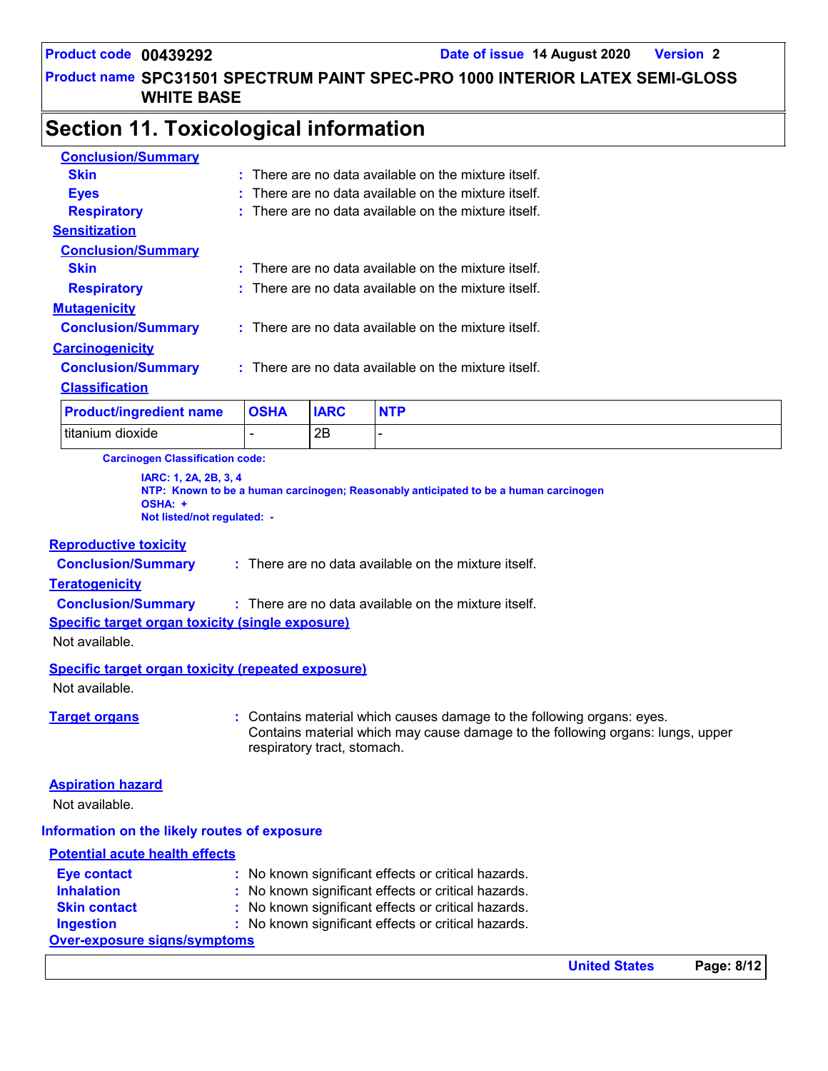## Section 11. Toxicological information

**Conclusion/Summary**

**Skin** : There are no data available on the mixture itself.

**Eyes** : There are no data available on the mixture itself.

**Respiratory** : There are no data available on the mixture itself.

**Sensitization**

**Conclusion/Summary**

**Skin** : There are no data available on the mixture itself.

**Respiratory** : There are no data available on the mixture itself.

**Mutagenicity**

**Conclusion/Summary** : There are no data available on the mixture itself.

**Carcinogenicity**

**Conclusion/Summary** : There are no data available on the mixture itself.

**Classification**

| Product/ingredient name | OSHA | IARC | NTP |
|---|---|---|---|
| titanium dioxide | - | 2B | - |

**Carcinogen Classification code:**

**IARC: 1, 2A, 2B, 3, 4**
**NTP: Known to be a human carcinogen; Reasonably anticipated to be a human carcinogen**
**OSHA: +**
**Not listed/not regulated: -**

**Reproductive toxicity**

**Conclusion/Summary** : There are no data available on the mixture itself.

**Teratogenicity**

**Conclusion/Summary** : There are no data available on the mixture itself.

**Specific target organ toxicity (single exposure)**

Not available.

**Specific target organ toxicity (repeated exposure)**

Not available.

**Target organs** : Contains material which causes damage to the following organs: eyes.
Contains material which may cause damage to the following organs: lungs, upper respiratory tract, stomach.

**Aspiration hazard**

Not available.

**Information on the likely routes of exposure**

**Potential acute health effects**

**Eye contact** : No known significant effects or critical hazards.

**Inhalation** : No known significant effects or critical hazards.

**Skin contact** : No known significant effects or critical hazards.

**Ingestion** : No known significant effects or critical hazards.

**Over-exposure signs/symptoms**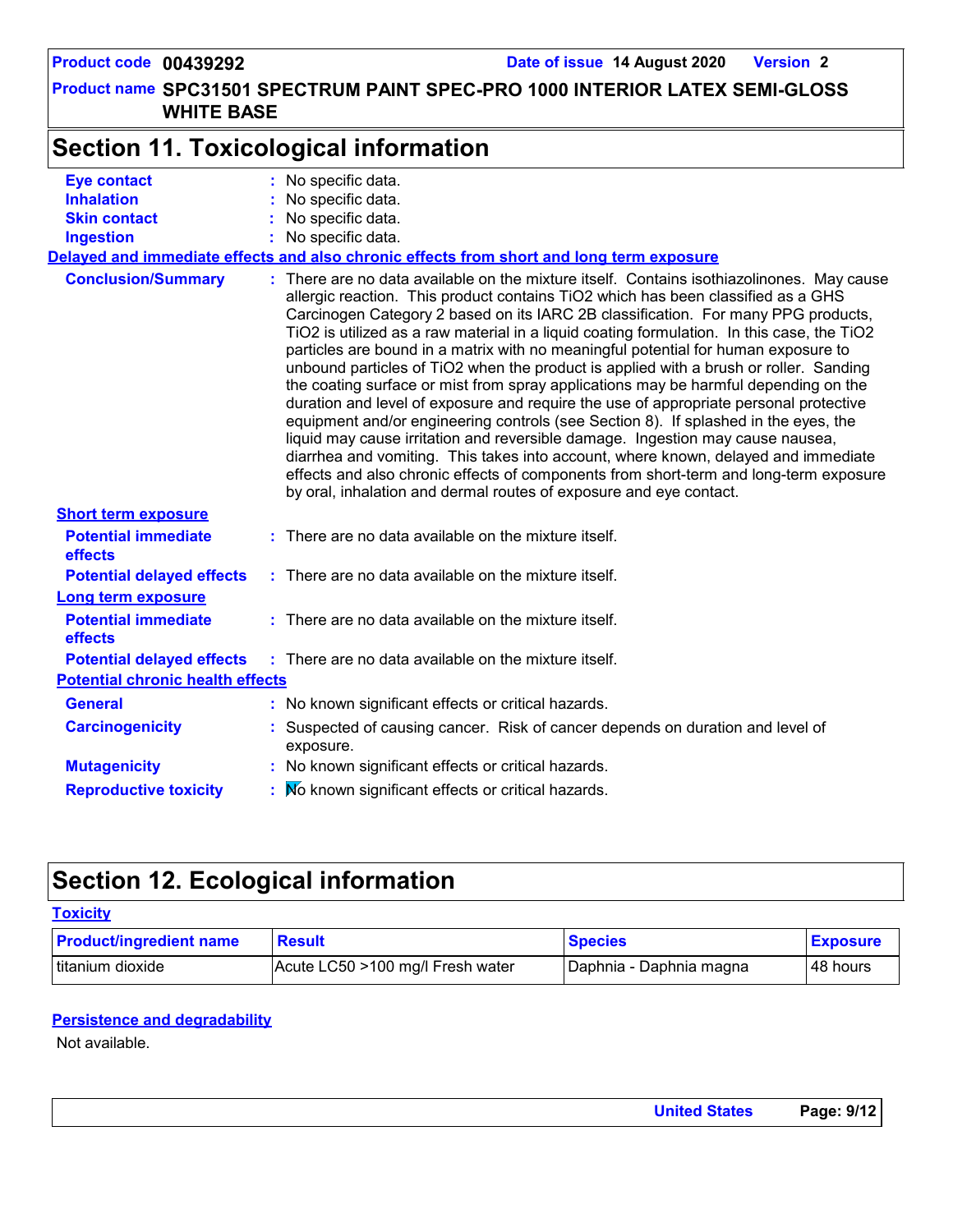## Section 11. Toxicological information

**Eye contact** : No specific data.
**Inhalation** : No specific data.
**Skin contact** : No specific data.
**Ingestion** : No specific data.

**Delayed and immediate effects and also chronic effects from short and long term exposure**

**Conclusion/Summary** : There are no data available on the mixture itself. Contains isothiazolinones. May cause allergic reaction. This product contains $TiO_2$ which has been classified as a GHS Carcinogen Category 2 based on its IARC 2B classification. For many PPG products, $TiO_2$ is utilized as a raw material in a liquid coating formulation. In this case, the $TiO_2$ particles are bound in a matrix with no meaningful potential for human exposure to unbound particles of $TiO_2$ when the product is applied with a brush or roller. Sanding the coating surface or mist from spray applications may be harmful depending on the duration and level of exposure and require the use of appropriate personal protective equipment and/or engineering controls (see Section 8). If splashed in the eyes, the liquid may cause irritation and reversible damage. Ingestion may cause nausea, diarrhea and vomiting. This takes into account, where known, delayed and immediate effects and also chronic effects of components from short-term and long-term exposure by oral, inhalation and dermal routes of exposure and eye contact.

**Short term exposure**

**Potential immediate effects** : There are no data available on the mixture itself.
**Potential delayed effects** : There are no data available on the mixture itself.

**Long term exposure**

**Potential immediate effects** : There are no data available on the mixture itself.
**Potential delayed effects** : There are no data available on the mixture itself.

**Potential chronic health effects**

**General** : No known significant effects or critical hazards.
**Carcinogenicity** : Suspected of causing cancer. Risk of cancer depends on duration and level of exposure.
**Mutagenicity** : No known significant effects or critical hazards.
**Reproductive toxicity** : No known significant effects or critical hazards.

## Section 12. Ecological information

**Toxicity**

| Product/ingredient name | Result | Species | Exposure |
|---|---|---|---|
| titanium dioxide | Acute LC50 >100 mg/l Fresh water | Daphnia - Daphnia magna | 48 hours |

**Persistence and degradability**

Not available.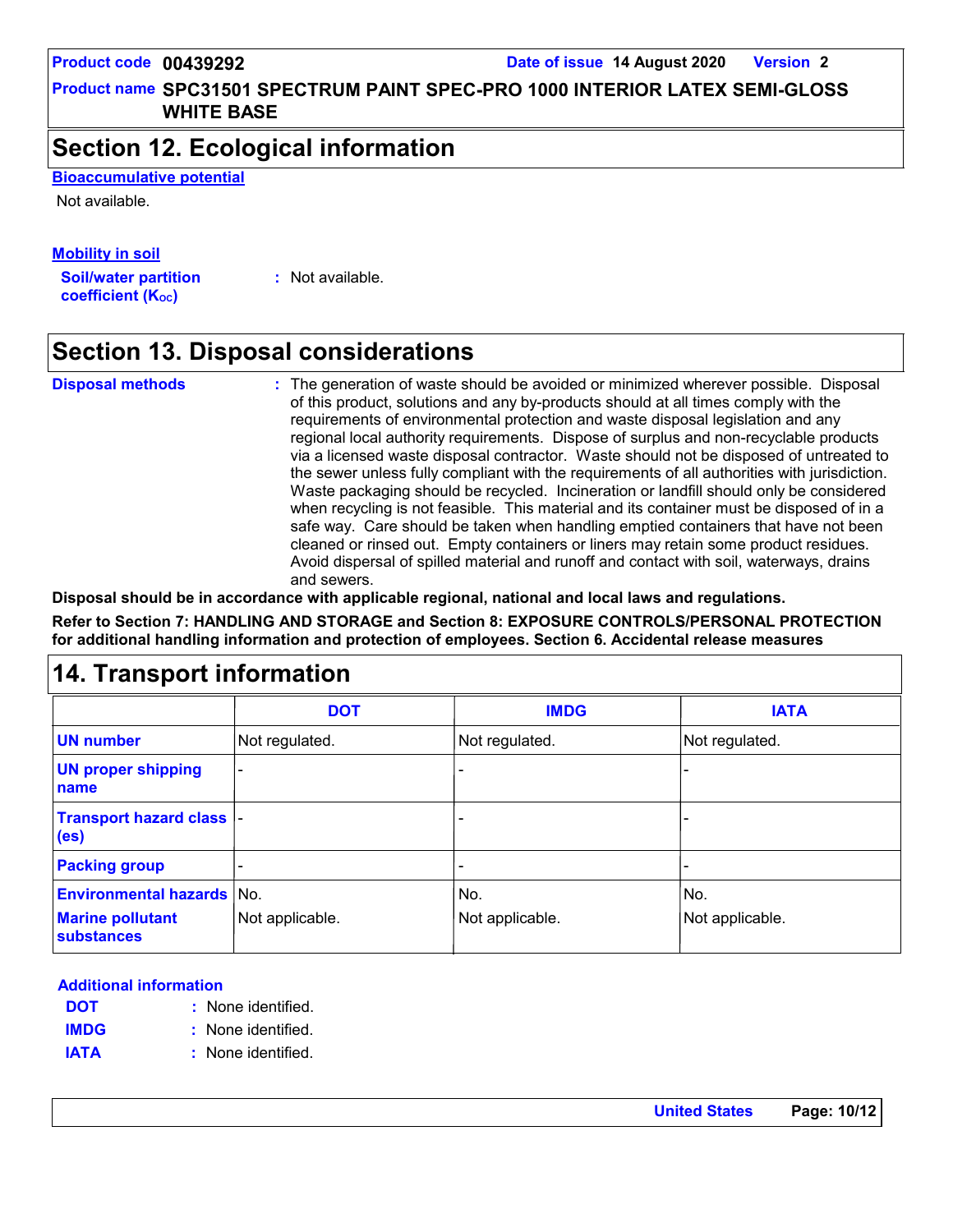## Section 12. Ecological information

**Bioaccumulative potential**

Not available.

**Mobility in soil**

**Soil/water partition coefficient ($K_{OC}$)** : Not available.

## Section 13. Disposal considerations

**Disposal methods** : The generation of waste should be avoided or minimized wherever possible. Disposal of this product, solutions and any by-products should at all times comply with the requirements of environmental protection and waste disposal legislation and any regional local authority requirements. Dispose of surplus and non-recyclable products via a licensed waste disposal contractor. Waste should not be disposed of untreated to the sewer unless fully compliant with the requirements of all authorities with jurisdiction. Waste packaging should be recycled. Incineration or landfill should only be considered when recycling is not feasible. This material and its container must be disposed of in a safe way. Care should be taken when handling emptied containers that have not been cleaned or rinsed out. Empty containers or liners may retain some product residues. Avoid dispersal of spilled material and runoff and contact with soil, waterways, drains and sewers.

**Disposal should be in accordance with applicable regional, national and local laws and regulations.**

**Refer to Section 7: HANDLING AND STORAGE and Section 8: EXPOSURE CONTROLS/PERSONAL PROTECTION for additional handling information and protection of employees. Section 6. Accidental release measures**

## 14. Transport information

| | DOT | IMDG | IATA |
|---|---|---|---|
| **UN number** | Not regulated. | Not regulated. | Not regulated. |
| **UN proper shipping name** | - | - | - |
| **Transport hazard class (es)** | - | - | - |
| **Packing group** | - | - | - |
| **Environmental hazards** | No. | No. | No. |
| **Marine pollutant substances** | Not applicable. | Not applicable. | Not applicable. |

**Additional information**

**DOT** : None identified.

**IMDG** : None identified.

**IATA** : None identified.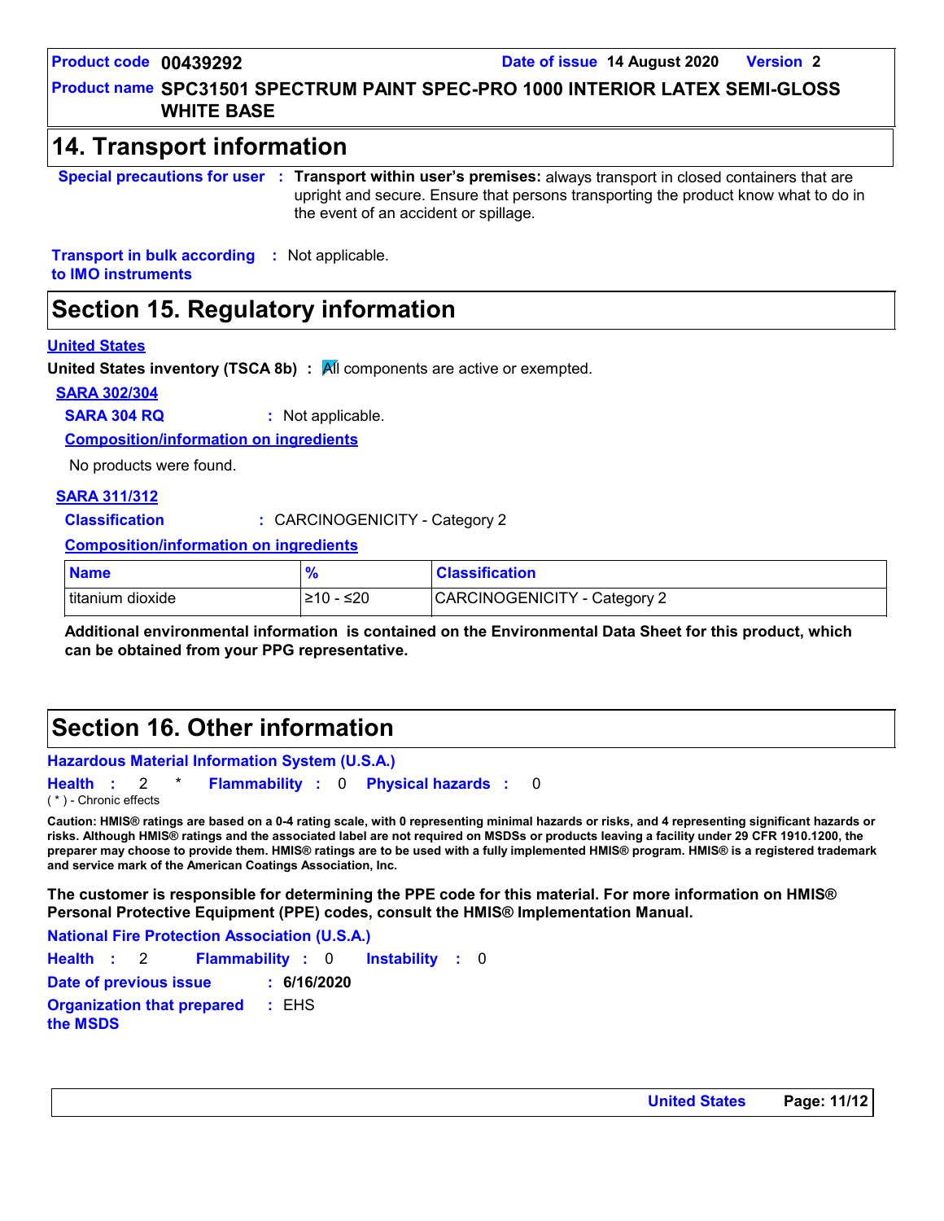## 14. Transport information

**Special precursors for user** : **Transport within user's premises:** always transport in closed containers that are upright and secure. Ensure that persons transporting the product know what to do in the event of an accident or spillage.

**Transport in bulk according to IMO instruments** : Not applicable.

## Section 15. Regulatory information

**United States**

**United States inventory (TSCA 8b)** : All components are active or exempted.

**SARA 302/304**

**SARA 304 RQ** : Not applicable.

**Composition/information on ingredients**

No products were found.

**SARA 311/312**

**Classification** : CARCINOGENICITY - Category 2

**Composition/information on ingredients**

| Name | % | Classification |
|---|---|---|
| titanium dioxide | ≥10 - ≤20 | CARCINOGENICITY - Category 2 |

**Additional environmental information is contained on the Environmental Data Sheet for this product, which can be obtained from your PPG representative.**

## Section 16. Other information

**Hazardous Material Information System (U.S.A.)**

**Health** : 2 * **Flammability** : 0 **Physical hazards** : 0

( * ) - Chronic effects

**Caution: HMIS® ratings are based on a 0-4 rating scale, with 0 representing minimal hazards or risks, and 4 representing significant hazards or risks. Although HMIS® ratings and the associated label are not required on MSDSs or products leaving a facility under 29 CFR 1910.1200, the preparer may choose to provide them. HMIS® ratings are to be used with a fully implemented HMIS® program. HMIS® is a registered trademark and service mark of the American Coatings Association, Inc.**

**The customer is responsible for determining the PPE code for this material. For more information on HMIS® Personal Protective Equipment (PPE) codes, consult the HMIS® Implementation Manual.**

**National Fire Protection Association (U.S.A.)**

**Health** : 2 **Flammability** : 0 **Instability** : 0

**Date of previous issue** : **6/16/2020**

**Organization that prepared the MSDS** : EHS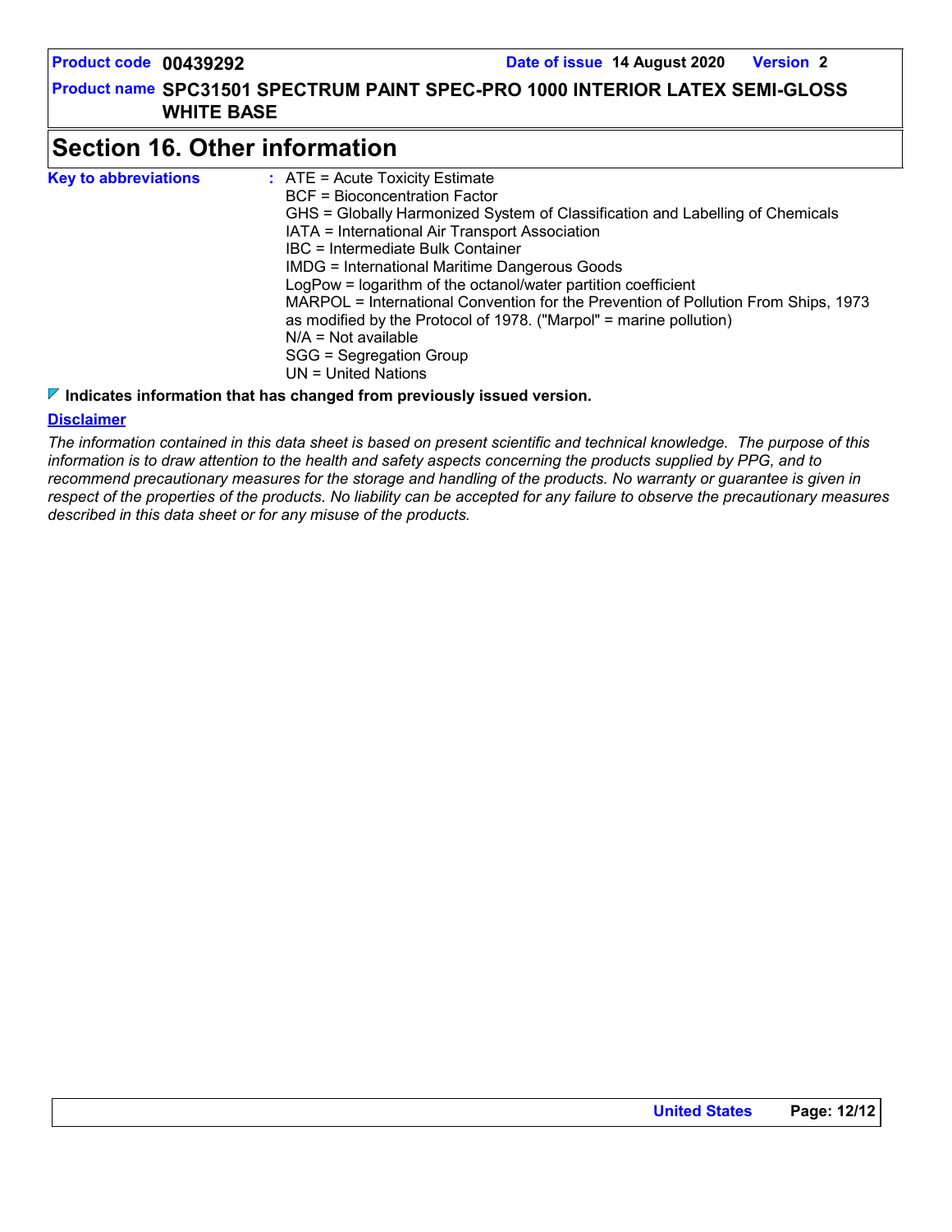## Section 16. Other information

**Key to abbreviations** : ATE = Acute Toxicity Estimate
BCF = Bioconcentration Factor
GHS = Globally Harmonized System of Classification and Labelling of Chemicals
IATA = International Air Transport Association
IBC = Intermediate Bulk Container
IMDG = International Maritime Dangerous Goods
LogPow = logarithm of the octanol/water partition coefficient
MARPOL = International Convention for the Prevention of Pollution From Ships, 1973 as modified by the Protocol of 1978. ("Marpol" = marine pollution)
N/A = Not available
SGG = Segregation Group
UN = United Nations

**Indicates information that has changed from previously issued version.**

**Disclaimer**

*The information contained in this data sheet is based on present scientific and technical knowledge. The purpose of this information is to draw attention to the health and safety aspects concerning the products supplied by PPG, and to recommend precautionary measures for the storage and handling of the products. No warranty or guarantee is given in respect of the properties of the products. No liability can be accepted for any failure to observe the precautionary measures described in this data sheet or for any misuse of the products.*